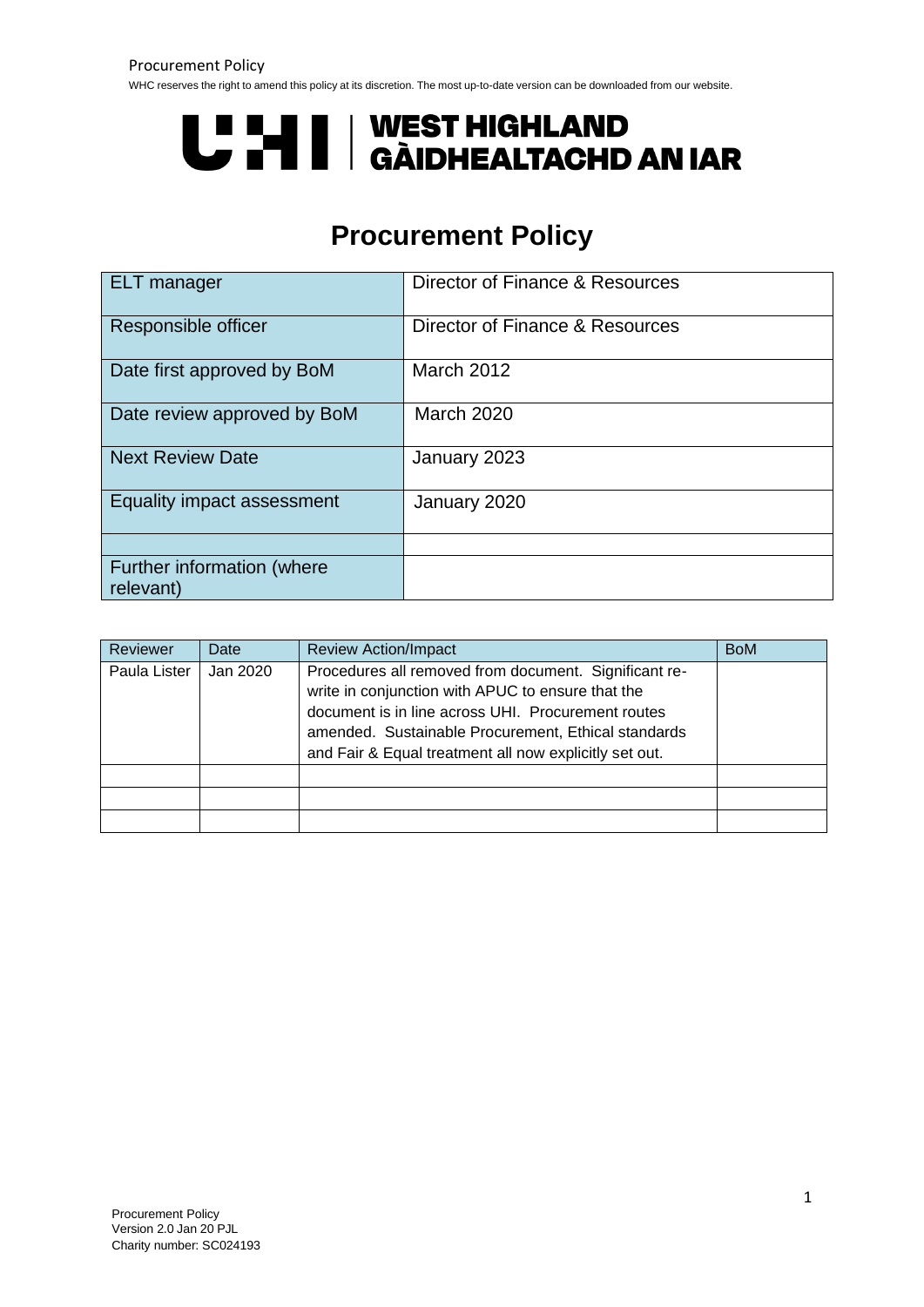UHI | WEST HIGHLAND GÀIDHEALTACHD AN IAR

# Procurement Policy

| ELT manager | Director of Finance & Resources |
|---|---|
| Responsible officer | Director of Finance & Resources |
| Date first approved by BoM | March 2012 |
| Date review approved by BoM | March 2020 |
| Next Review Date | January 2023 |
| Equality impact assessment | January 2020 |
| | |
| Further information (where relevant) | |

| Reviewer | Date | Review Action/Impact | BoM |
|---|---|---|---|
| Paula Lister | Jan 2020 | Procedures all removed from document. Significant re-write in conjunction with APUC to ensure that the document is in line across UHI. Procurement routes amended. Sustainable Procurement, Ethical standards and Fair & Equal treatment all now explicitly set out. | |
| | | | |
| | | | |
| | | | |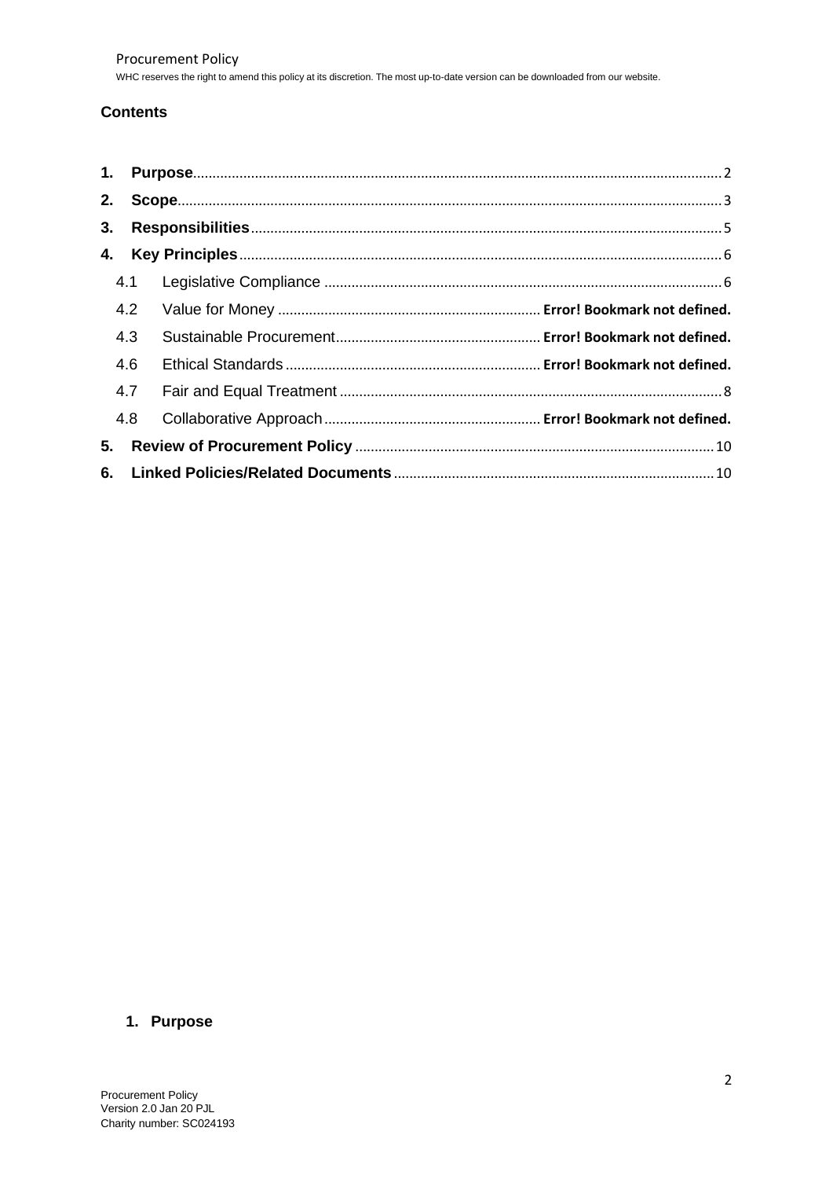## Contents

| | | |
|---|---|---|
| **1.** | **Purpose** | 2 |
| **2.** | **Scope** | 3 |
| **3.** | **Responsibilities** | 5 |
| **4.** | **Key Principles** | 6 |
| 4.1 | Legislative Compliance | 6 |
| 4.2 | Value for Money | **Error! Bookmark not defined.** |
| 4.3 | Sustainable Procurement | **Error! Bookmark not defined.** |
| 4.6 | Ethical Standards | **Error! Bookmark not defined.** |
| 4.7 | Fair and Equal Treatment | 8 |
| 4.8 | Collaborative Approach | **Error! Bookmark not defined.** |
| **5.** | **Review of Procurement Policy** | 10 |
| **6.** | **Linked Policies/Related Documents** | 10 |

## 1. Purpose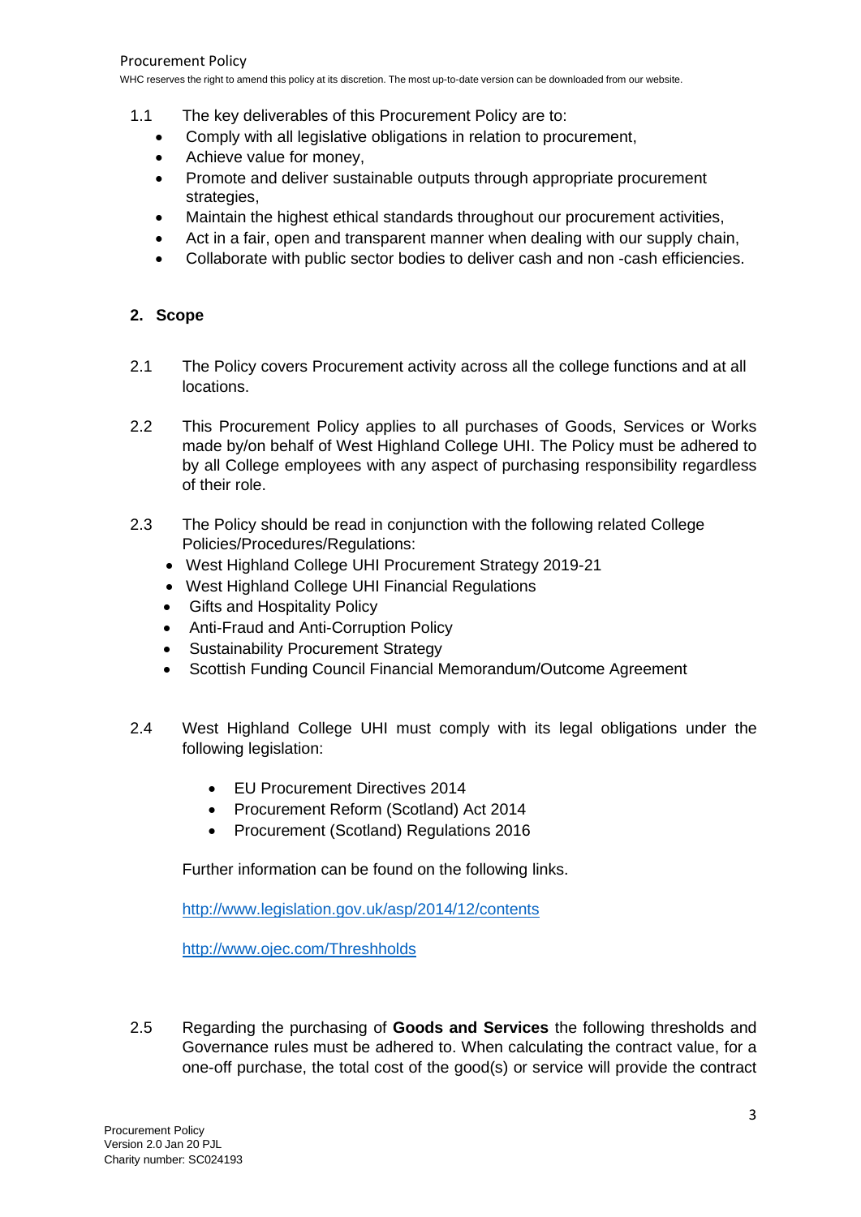1.1 The key deliverables of this Procurement Policy are to:

- Comply with all legislative obligations in relation to procurement,
- Achieve value for money,
- Promote and deliver sustainable outputs through appropriate procurement strategies,
- Maintain the highest ethical standards throughout our procurement activities,
- Act in a fair, open and transparent manner when dealing with our supply chain,
- Collaborate with public sector bodies to deliver cash and non -cash efficiencies.

## 2. Scope

2.1 The Policy covers Procurement activity across all the college functions and at all locations.

2.2 This Procurement Policy applies to all purchases of Goods, Services or Works made by/on behalf of West Highland College UHI. The Policy must be adhered to by all College employees with any aspect of purchasing responsibility regardless of their role.

2.3 The Policy should be read in conjunction with the following related College Policies/Procedures/Regulations:

- West Highland College UHI Procurement Strategy 2019-21
- West Highland College UHI Financial Regulations
- Gifts and Hospitality Policy
- Anti-Fraud and Anti-Corruption Policy
- Sustainability Procurement Strategy
- Scottish Funding Council Financial Memorandum/Outcome Agreement

2.4 West Highland College UHI must comply with its legal obligations under the following legislation:

- EU Procurement Directives 2014
- Procurement Reform (Scotland) Act 2014
- Procurement (Scotland) Regulations 2016

Further information can be found on the following links.

http://www.legislation.gov.uk/asp/2014/12/contents

http://www.ojec.com/Threshholds

2.5 Regarding the purchasing of **Goods and Services** the following thresholds and Governance rules must be adhered to. When calculating the contract value, for a one-off purchase, the total cost of the good(s) or service will provide the contract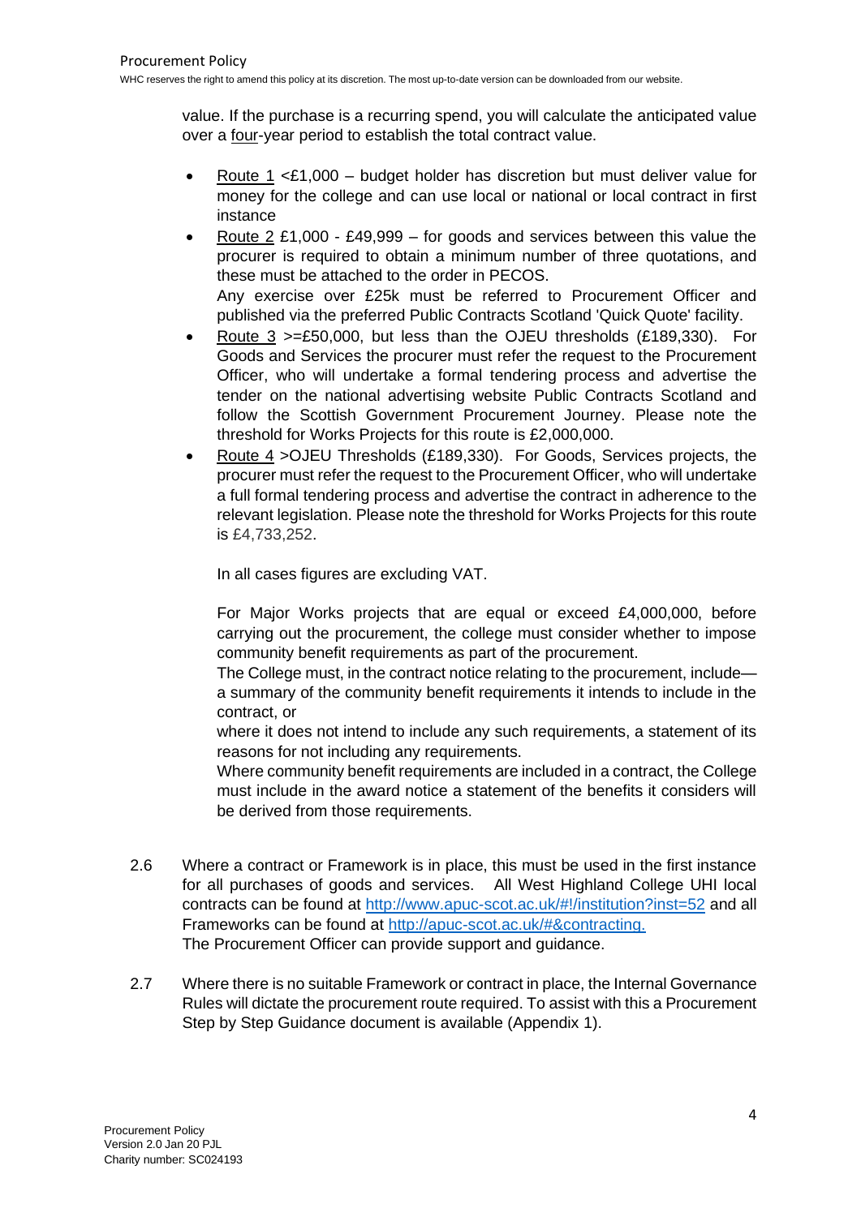value. If the purchase is a recurring spend, you will calculate the anticipated value over a four-year period to establish the total contract value.

- Route 1 <£1,000 – budget holder has discretion but must deliver value for money for the college and can use local or national or local contract in first instance
- Route 2 £1,000 - £49,999 – for goods and services between this value the procurer is required to obtain a minimum number of three quotations, and these must be attached to the order in PECOS.
  Any exercise over £25k must be referred to Procurement Officer and published via the preferred Public Contracts Scotland 'Quick Quote' facility.
- Route 3 >=£50,000, but less than the OJEU thresholds (£189,330). For Goods and Services the procurer must refer the request to the Procurement Officer, who will undertake a formal tendering process and advertise the tender on the national advertising website Public Contracts Scotland and follow the Scottish Government Procurement Journey. Please note the threshold for Works Projects for this route is £2,000,000.
- Route 4 >OJEU Thresholds (£189,330). For Goods, Services projects, the procurer must refer the request to the Procurement Officer, who will undertake a full formal tendering process and advertise the contract in adherence to the relevant legislation. Please note the threshold for Works Projects for this route is £4,733,252.

  In all cases figures are excluding VAT.

  For Major Works projects that are equal or exceed £4,000,000, before carrying out the procurement, the college must consider whether to impose community benefit requirements as part of the procurement.
  The College must, in the contract notice relating to the procurement, include—
  a summary of the community benefit requirements it intends to include in the contract, or
  where it does not intend to include any such requirements, a statement of its reasons for not including any requirements.
  Where community benefit requirements are included in a contract, the College must include in the award notice a statement of the benefits it considers will be derived from those requirements.

2.6 Where a contract or Framework is in place, this must be used in the first instance for all purchases of goods and services. All West Highland College UHI local contracts can be found at http://www.apuc-scot.ac.uk/#!/institution?inst=52 and all Frameworks can be found at http://apuc-scot.ac.uk/#&contracting.
The Procurement Officer can provide support and guidance.

2.7 Where there is no suitable Framework or contract in place, the Internal Governance Rules will dictate the procurement route required. To assist with this a Procurement Step by Step Guidance document is available (Appendix 1).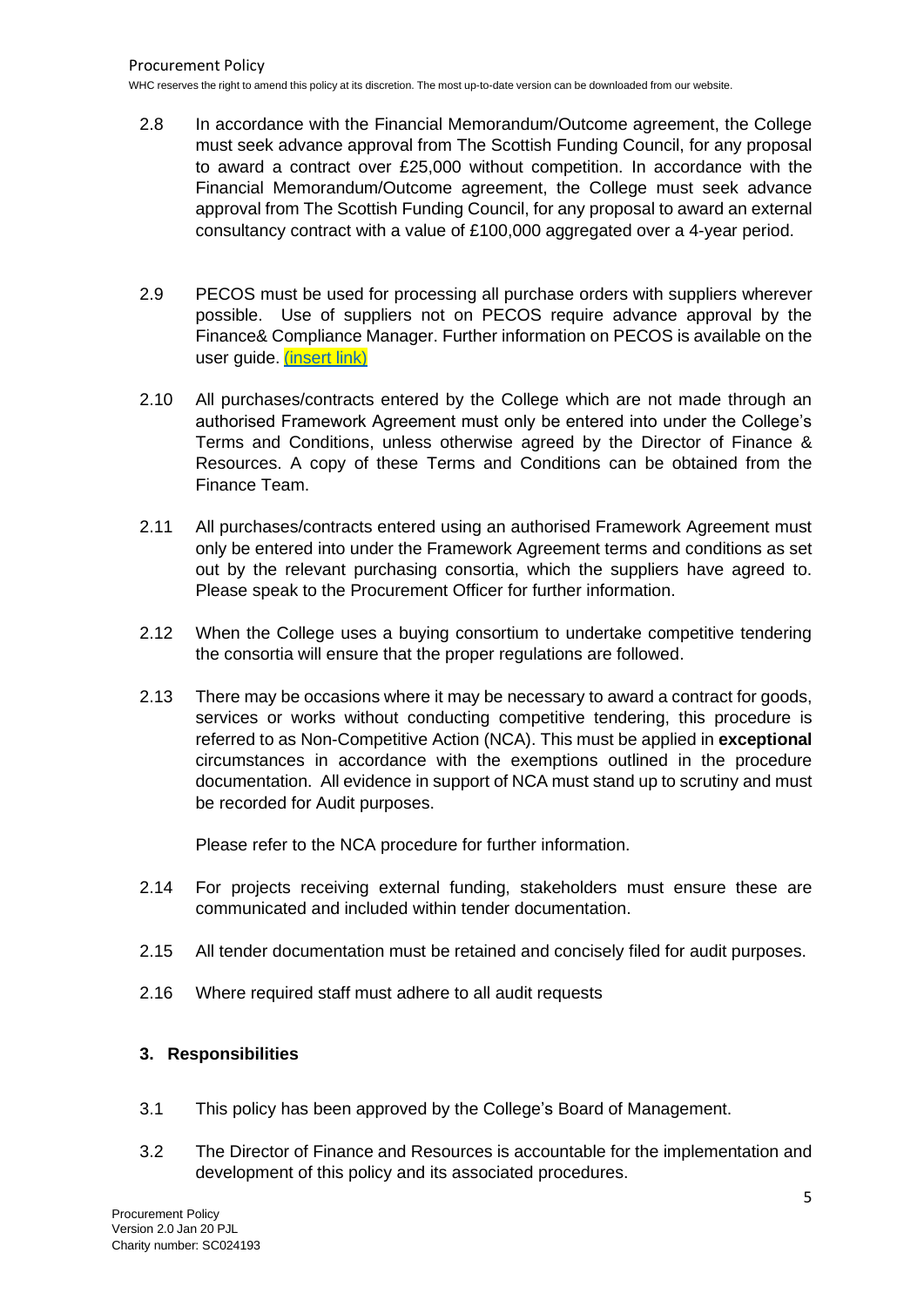2.8 In accordance with the Financial Memorandum/Outcome agreement, the College must seek advance approval from The Scottish Funding Council, for any proposal to award a contract over £25,000 without competition. In accordance with the Financial Memorandum/Outcome agreement, the College must seek advance approval from The Scottish Funding Council, for any proposal to award an external consultancy contract with a value of £100,000 aggregated over a 4-year period.

2.9 PECOS must be used for processing all purchase orders with suppliers wherever possible. Use of suppliers not on PECOS require advance approval by the Finance& Compliance Manager. Further information on PECOS is available on the user guide. (insert link)

2.10 All purchases/contracts entered by the College which are not made through an authorised Framework Agreement must only be entered into under the College's Terms and Conditions, unless otherwise agreed by the Director of Finance & Resources. A copy of these Terms and Conditions can be obtained from the Finance Team.

2.11 All purchases/contracts entered using an authorised Framework Agreement must only be entered into under the Framework Agreement terms and conditions as set out by the relevant purchasing consortia, which the suppliers have agreed to. Please speak to the Procurement Officer for further information.

2.12 When the College uses a buying consortium to undertake competitive tendering the consortia will ensure that the proper regulations are followed.

2.13 There may be occasions where it may be necessary to award a contract for goods, services or works without conducting competitive tendering, this procedure is referred to as Non-Competitive Action (NCA). This must be applied in **exceptional** circumstances in accordance with the exemptions outlined in the procedure documentation. All evidence in support of NCA must stand up to scrutiny and must be recorded for Audit purposes.

Please refer to the NCA procedure for further information.

2.14 For projects receiving external funding, stakeholders must ensure these are communicated and included within tender documentation.

2.15 All tender documentation must be retained and concisely filed for audit purposes.

2.16 Where required staff must adhere to all audit requests

## 3. Responsibilities

3.1 This policy has been approved by the College's Board of Management.

3.2 The Director of Finance and Resources is accountable for the implementation and development of this policy and its associated procedures.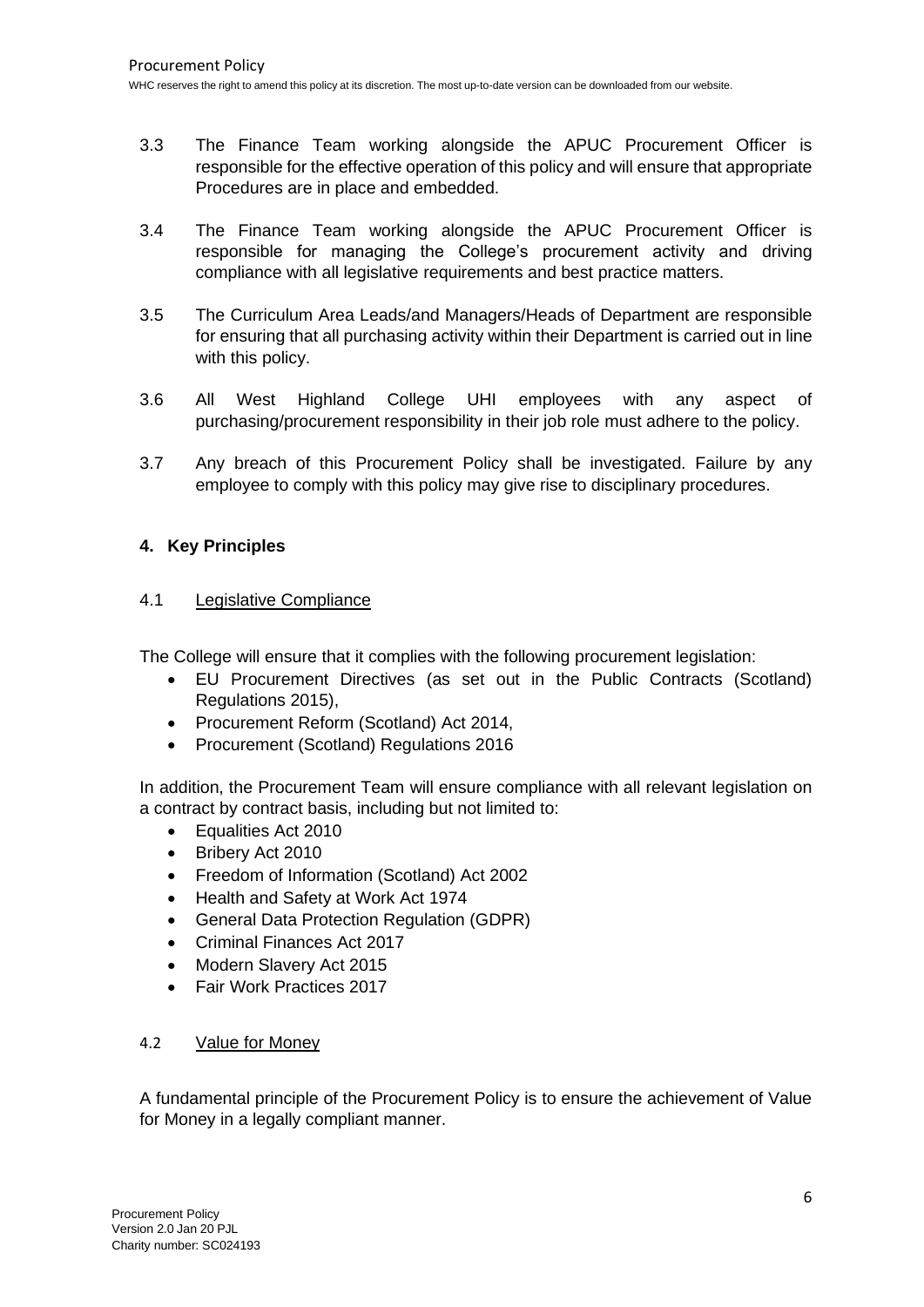3.3 The Finance Team working alongside the APUC Procurement Officer is responsible for the effective operation of this policy and will ensure that appropriate Procedures are in place and embedded.

3.4 The Finance Team working alongside the APUC Procurement Officer is responsible for managing the College's procurement activity and driving compliance with all legislative requirements and best practice matters.

3.5 The Curriculum Area Leads/and Managers/Heads of Department are responsible for ensuring that all purchasing activity within their Department is carried out in line with this policy.

3.6 All West Highland College UHI employees with any aspect of purchasing/procurement responsibility in their job role must adhere to the policy.

3.7 Any breach of this Procurement Policy shall be investigated. Failure by any employee to comply with this policy may give rise to disciplinary procedures.

## 4. Key Principles

### 4.1 Legislative Compliance

The College will ensure that it complies with the following procurement legislation:

- EU Procurement Directives (as set out in the Public Contracts (Scotland) Regulations 2015),
- Procurement Reform (Scotland) Act 2014,
- Procurement (Scotland) Regulations 2016

In addition, the Procurement Team will ensure compliance with all relevant legislation on a contract by contract basis, including but not limited to:

- Equalities Act 2010
- Bribery Act 2010
- Freedom of Information (Scotland) Act 2002
- Health and Safety at Work Act 1974
- General Data Protection Regulation (GDPR)
- Criminal Finances Act 2017
- Modern Slavery Act 2015
- Fair Work Practices 2017

### 4.2 Value for Money

A fundamental principle of the Procurement Policy is to ensure the achievement of Value for Money in a legally compliant manner.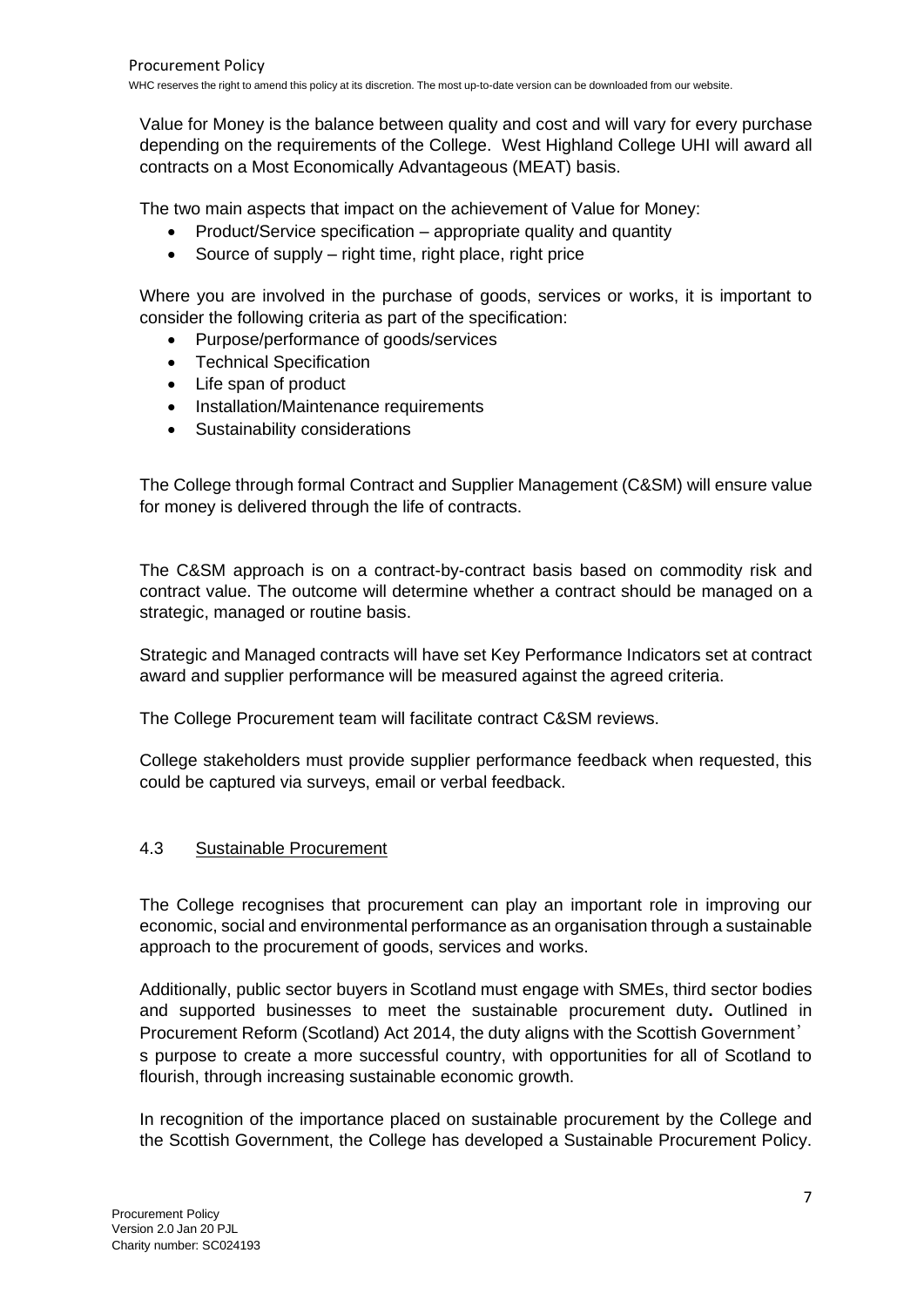Value for Money is the balance between quality and cost and will vary for every purchase depending on the requirements of the College. West Highland College UHI will award all contracts on a Most Economically Advantageous (MEAT) basis.

The two main aspects that impact on the achievement of Value for Money:

- Product/Service specification – appropriate quality and quantity
- Source of supply – right time, right place, right price

Where you are involved in the purchase of goods, services or works, it is important to consider the following criteria as part of the specification:

- Purpose/performance of goods/services
- Technical Specification
- Life span of product
- Installation/Maintenance requirements
- Sustainability considerations

The College through formal Contract and Supplier Management (C&SM) will ensure value for money is delivered through the life of contracts.

The C&SM approach is on a contract-by-contract basis based on commodity risk and contract value. The outcome will determine whether a contract should be managed on a strategic, managed or routine basis.

Strategic and Managed contracts will have set Key Performance Indicators set at contract award and supplier performance will be measured against the agreed criteria.

The College Procurement team will facilitate contract C&SM reviews.

College stakeholders must provide supplier performance feedback when requested, this could be captured via surveys, email or verbal feedback.

### 4.3 Sustainable Procurement

The College recognises that procurement can play an important role in improving our economic, social and environmental performance as an organisation through a sustainable approach to the procurement of goods, services and works.

Additionally, public sector buyers in Scotland must engage with SMEs, third sector bodies and supported businesses to meet the sustainable procurement duty**.** Outlined in Procurement Reform (Scotland) Act 2014, the duty aligns with the Scottish Government's purpose to create a more successful country, with opportunities for all of Scotland to flourish, through increasing sustainable economic growth.

In recognition of the importance placed on sustainable procurement by the College and the Scottish Government, the College has developed a Sustainable Procurement Policy.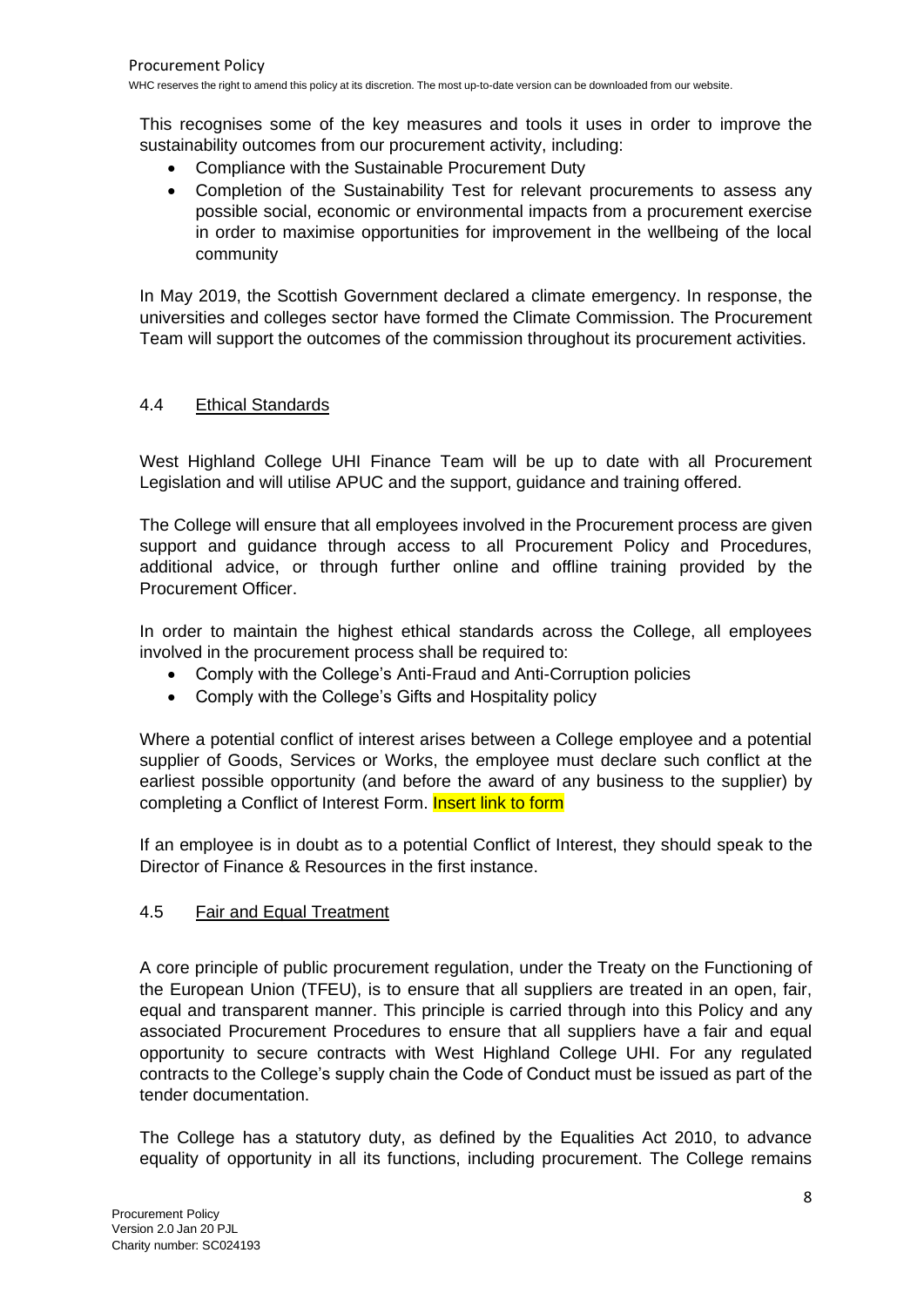This recognises some of the key measures and tools it uses in order to improve the sustainability outcomes from our procurement activity, including:

- Compliance with the Sustainable Procurement Duty
- Completion of the Sustainability Test for relevant procurements to assess any possible social, economic or environmental impacts from a procurement exercise in order to maximise opportunities for improvement in the wellbeing of the local community

In May 2019, the Scottish Government declared a climate emergency. In response, the universities and colleges sector have formed the Climate Commission. The Procurement Team will support the outcomes of the commission throughout its procurement activities.

### 4.4 Ethical Standards

West Highland College UHI Finance Team will be up to date with all Procurement Legislation and will utilise APUC and the support, guidance and training offered.

The College will ensure that all employees involved in the Procurement process are given support and guidance through access to all Procurement Policy and Procedures, additional advice, or through further online and offline training provided by the Procurement Officer.

In order to maintain the highest ethical standards across the College, all employees involved in the procurement process shall be required to:

- Comply with the College's Anti-Fraud and Anti-Corruption policies
- Comply with the College's Gifts and Hospitality policy

Where a potential conflict of interest arises between a College employee and a potential supplier of Goods, Services or Works, the employee must declare such conflict at the earliest possible opportunity (and before the award of any business to the supplier) by completing a Conflict of Interest Form. Insert link to form

If an employee is in doubt as to a potential Conflict of Interest, they should speak to the Director of Finance & Resources in the first instance.

### 4.5 Fair and Equal Treatment

A core principle of public procurement regulation, under the Treaty on the Functioning of the European Union (TFEU), is to ensure that all suppliers are treated in an open, fair, equal and transparent manner. This principle is carried through into this Policy and any associated Procurement Procedures to ensure that all suppliers have a fair and equal opportunity to secure contracts with West Highland College UHI. For any regulated contracts to the College's supply chain the Code of Conduct must be issued as part of the tender documentation.

The College has a statutory duty, as defined by the Equalities Act 2010, to advance equality of opportunity in all its functions, including procurement. The College remains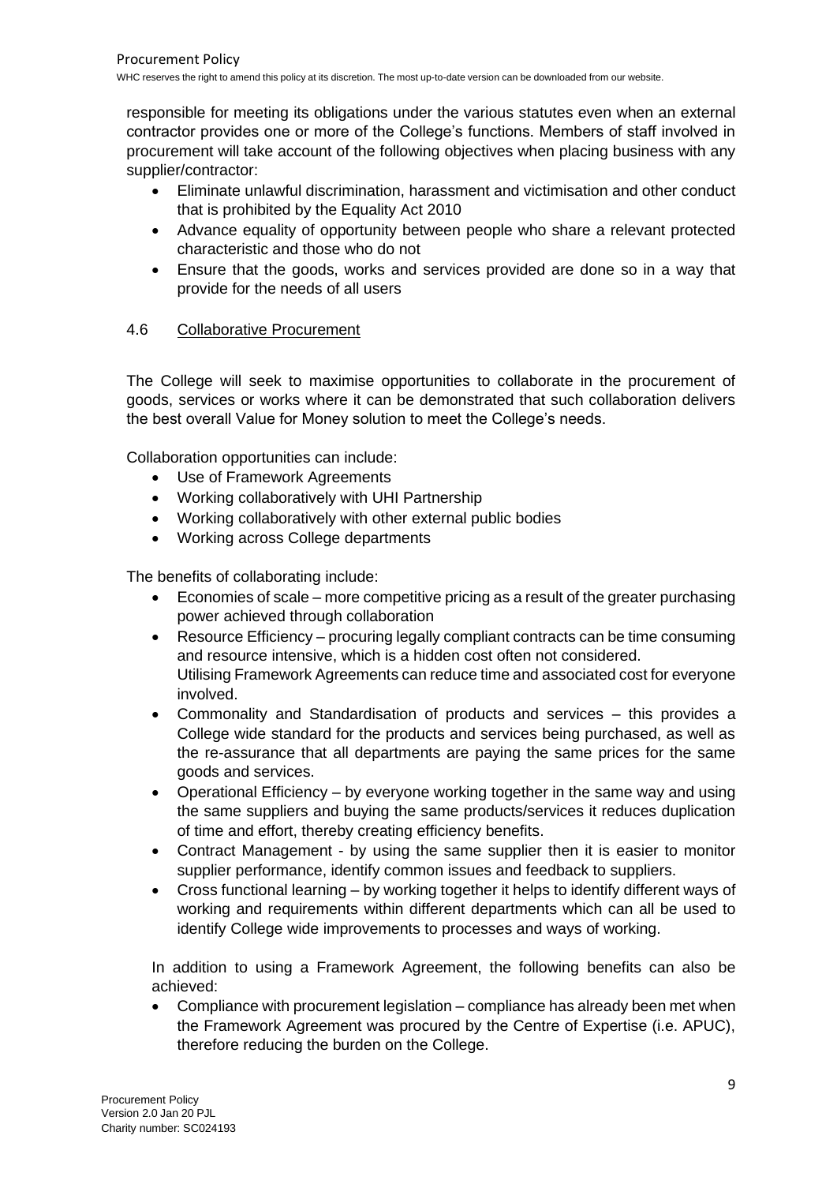responsible for meeting its obligations under the various statutes even when an external contractor provides one or more of the College's functions. Members of staff involved in procurement will take account of the following objectives when placing business with any supplier/contractor:

- Eliminate unlawful discrimination, harassment and victimisation and other conduct that is prohibited by the Equality Act 2010
- Advance equality of opportunity between people who share a relevant protected characteristic and those who do not
- Ensure that the goods, works and services provided are done so in a way that provide for the needs of all users

### 4.6 Collaborative Procurement

The College will seek to maximise opportunities to collaborate in the procurement of goods, services or works where it can be demonstrated that such collaboration delivers the best overall Value for Money solution to meet the College's needs.

Collaboration opportunities can include:

- Use of Framework Agreements
- Working collaboratively with UHI Partnership
- Working collaboratively with other external public bodies
- Working across College departments

The benefits of collaborating include:

- Economies of scale – more competitive pricing as a result of the greater purchasing power achieved through collaboration
- Resource Efficiency – procuring legally compliant contracts can be time consuming and resource intensive, which is a hidden cost often not considered. Utilising Framework Agreements can reduce time and associated cost for everyone involved.
- Commonality and Standardisation of products and services – this provides a College wide standard for the products and services being purchased, as well as the re-assurance that all departments are paying the same prices for the same goods and services.
- Operational Efficiency – by everyone working together in the same way and using the same suppliers and buying the same products/services it reduces duplication of time and effort, thereby creating efficiency benefits.
- Contract Management - by using the same supplier then it is easier to monitor supplier performance, identify common issues and feedback to suppliers.
- Cross functional learning – by working together it helps to identify different ways of working and requirements within different departments which can all be used to identify College wide improvements to processes and ways of working.

In addition to using a Framework Agreement, the following benefits can also be achieved:

- Compliance with procurement legislation – compliance has already been met when the Framework Agreement was procured by the Centre of Expertise (i.e. APUC), therefore reducing the burden on the College.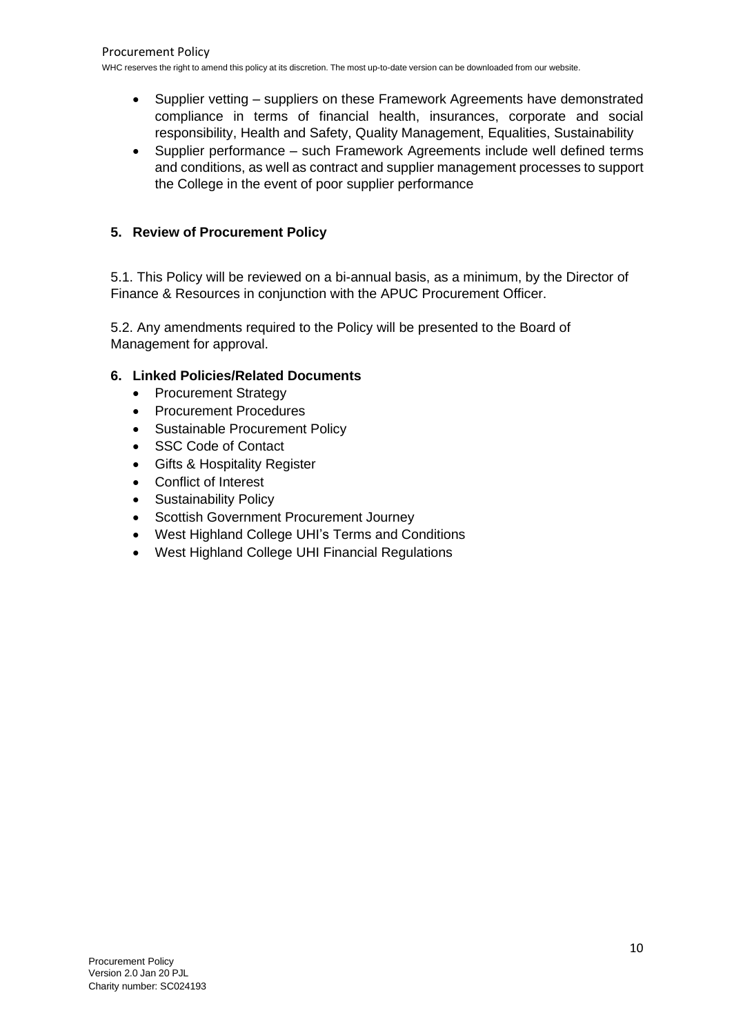- Supplier vetting – suppliers on these Framework Agreements have demonstrated compliance in terms of financial health, insurances, corporate and social responsibility, Health and Safety, Quality Management, Equalities, Sustainability
- Supplier performance – such Framework Agreements include well defined terms and conditions, as well as contract and supplier management processes to support the College in the event of poor supplier performance

## 5. Review of Procurement Policy

5.1. This Policy will be reviewed on a bi-annual basis, as a minimum, by the Director of Finance & Resources in conjunction with the APUC Procurement Officer.

5.2. Any amendments required to the Policy will be presented to the Board of Management for approval.

## 6. Linked Policies/Related Documents

- Procurement Strategy
- Procurement Procedures
- Sustainable Procurement Policy
- SSC Code of Contact
- Gifts & Hospitality Register
- Conflict of Interest
- Sustainability Policy
- Scottish Government Procurement Journey
- West Highland College UHI's Terms and Conditions
- West Highland College UHI Financial Regulations